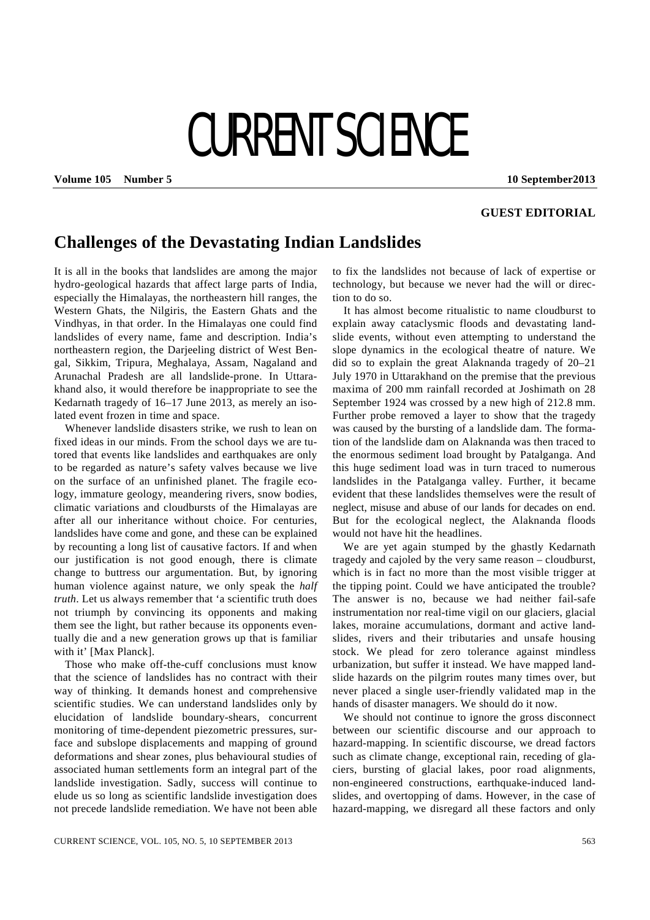# CURRENT SCIENCE

**GUEST EDITORIAL**

## Challenges of the Devastating Indian Landslides

It is all in the books that landslides are among the major hydro-geological hazards that affect large parts of India, especially the Himalayas, the northeastern hill ranges, the Western Ghats, the Nilgiris, the Eastern Ghats and the Vindhyas, in that order. In the Himalayas one could find landslides of every name, fame and description. India's northeastern region, the Darjeeling district of West Bengal, Sikkim, Tripura, Meghalaya, Assam, Nagaland and Arunachal Pradesh are all landslide-prone. In Uttarakhand also, it would therefore be inappropriate to see the Kedarnath tragedy of 16–17 June 2013, as merely an isolated event frozen in time and space.

Whenever landslide disasters strike, we rush to lean on fixed ideas in our minds. From the school days we are tutored that events like landslides and earthquakes are only to be regarded as nature's safety valves because we live on the surface of an unfinished planet. The fragile ecology, immature geology, meandering rivers, snow bodies, climatic variations and cloudbursts of the Himalayas are after all our inheritance without choice. For centuries, landslides have come and gone, and these can be explained by recounting a long list of causative factors. If and when our justification is not good enough, there is climate change to buttress our argumentation. But, by ignoring human violence against nature, we only speak the *half truth*. Let us always remember that 'a scientific truth does not triumph by convincing its opponents and making them see the light, but rather because its opponents eventually die and a new generation grows up that is familiar with it' [Max Planck].

Those who make off-the-cuff conclusions must know that the science of landslides has no contract with their way of thinking. It demands honest and comprehensive scientific studies. We can understand landslides only by elucidation of landslide boundary-shears, concurrent monitoring of time-dependent piezometric pressures, surface and subslope displacements and mapping of ground deformations and shear zones, plus behavioural studies of associated human settlements form an integral part of the landslide investigation. Sadly, success will continue to elude us so long as scientific landslide investigation does not precede landslide remediation. We have not been able to fix the landslides not because of lack of expertise or technology, but because we never had the will or direction to do so.

It has almost become ritualistic to name cloudburst to explain away cataclysmic floods and devastating landslide events, without even attempting to understand the slope dynamics in the ecological theatre of nature. We did so to explain the great Alaknanda tragedy of 20–21 July 1970 in Uttarakhand on the premise that the previous maxima of 200 mm rainfall recorded at Joshimath on 28 September 1924 was crossed by a new high of 212.8 mm. Further probe removed a layer to show that the tragedy was caused by the bursting of a landslide dam. The formation of the landslide dam on Alaknanda was then traced to the enormous sediment load brought by Patalganga. And this huge sediment load was in turn traced to numerous landslides in the Patalganga valley. Further, it became evident that these landslides themselves were the result of neglect, misuse and abuse of our lands for decades on end. But for the ecological neglect, the Alaknanda floods would not have hit the headlines.

We are yet again stumped by the ghastly Kedarnath tragedy and cajoled by the very same reason – cloudburst, which is in fact no more than the most visible trigger at the tipping point. Could we have anticipated the trouble? The answer is no, because we had neither fail-safe instrumentation nor real-time vigil on our glaciers, glacial lakes, moraine accumulations, dormant and active landslides, rivers and their tributaries and unsafe housing stock. We plead for zero tolerance against mindless urbanization, but suffer it instead. We have mapped landslide hazards on the pilgrim routes many times over, but never placed a single user-friendly validated map in the hands of disaster managers. We should do it now.

We should not continue to ignore the gross disconnect between our scientific discourse and our approach to hazard-mapping. In scientific discourse, we dread factors such as climate change, exceptional rain, receding of glaciers, bursting of glacial lakes, poor road alignments, non-engineered constructions, earthquake-induced landslides, and overtopping of dams. However, in the case of hazard-mapping, we disregard all these factors and only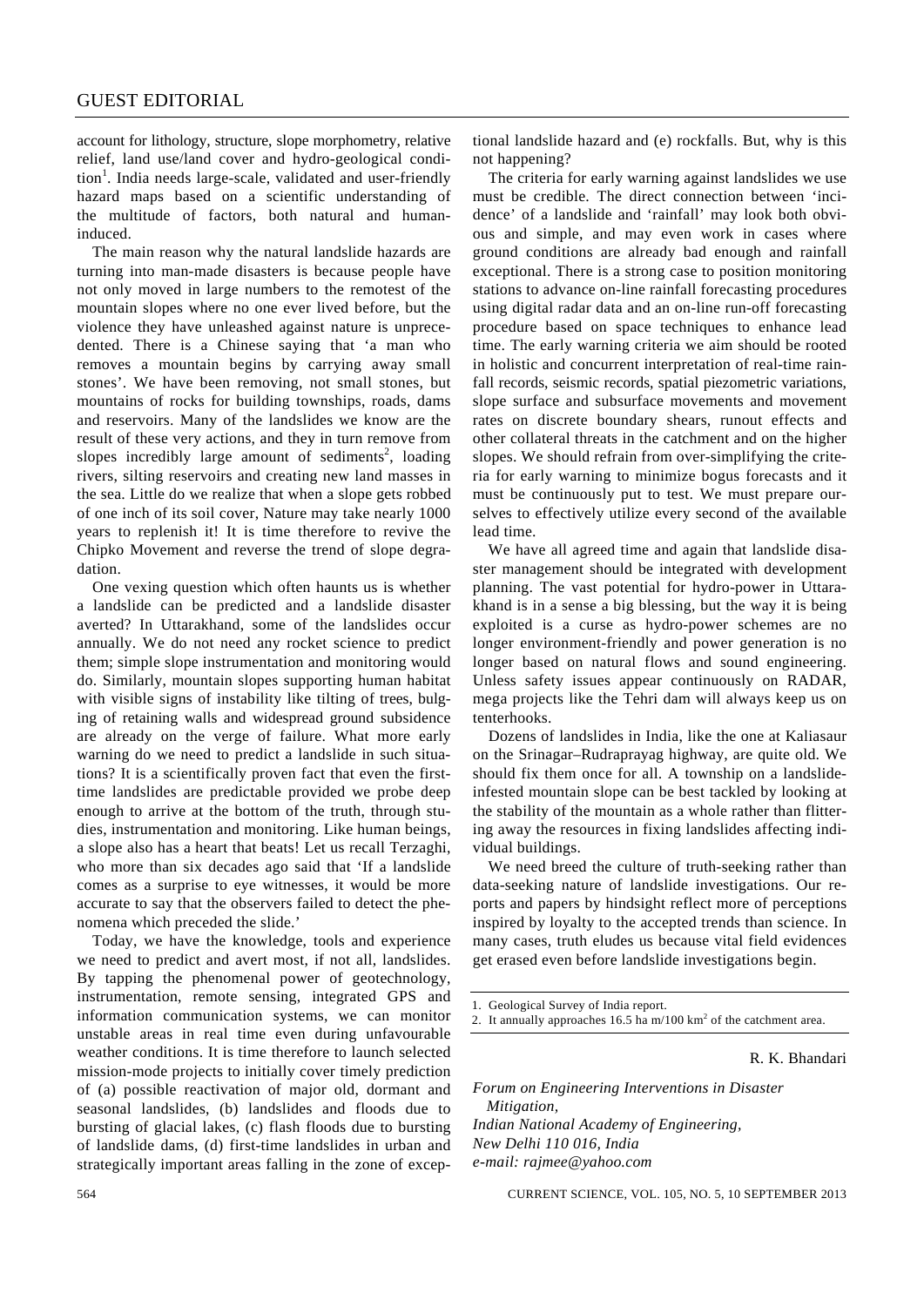account for lithology, structure, slope morphometry, relative relief, land use/land cover and hydro-geological condition[1]. India needs large-scale, validated and user-friendly hazard maps based on a scientific understanding of the multitude of factors, both natural and human-induced.

The main reason why the natural landslide hazards are turning into man-made disasters is because people have not only moved in large numbers to the remotest of the mountain slopes where no one ever lived before, but the violence they have unleashed against nature is unprecedented. There is a Chinese saying that 'a man who removes a mountain begins by carrying away small stones'. We have been removing, not small stones, but mountains of rocks for building townships, roads, dams and reservoirs. Many of the landslides we know are the result of these very actions, and they in turn remove from slopes incredibly large amount of sediments[2], loading rivers, silting reservoirs and creating new land masses in the sea. Little do we realize that when a slope gets robbed of one inch of its soil cover, Nature may take nearly 1000 years to replenish it! It is time therefore to revive the Chipko Movement and reverse the trend of slope degradation.

One vexing question which often haunts us is whether a landslide can be predicted and a landslide disaster averted? In Uttarakhand, some of the landslides occur annually. We do not need any rocket science to predict them; simple slope instrumentation and monitoring would do. Similarly, mountain slopes supporting human habitat with visible signs of instability like tilting of trees, bulging of retaining walls and widespread ground subsidence are already on the verge of failure. What more early warning do we need to predict a landslide in such situations? It is a scientifically proven fact that even the first-time landslides are predictable provided we probe deep enough to arrive at the bottom of the truth, through studies, instrumentation and monitoring. Like human beings, a slope also has a heart that beats! Let us recall Terzaghi, who more than six decades ago said that 'If a landslide comes as a surprise to eye witnesses, it would be more accurate to say that the observers failed to detect the phenomena which preceded the slide.'

Today, we have the knowledge, tools and experience we need to predict and avert most, if not all, landslides. By tapping the phenomenal power of geotechnology, instrumentation, remote sensing, integrated GPS and information communication systems, we can monitor unstable areas in real time even during unfavourable weather conditions. It is time therefore to launch selected mission-mode projects to initially cover timely prediction of (a) possible reactivation of major old, dormant and seasonal landslides, (b) landslides and floods due to bursting of glacial lakes, (c) flash floods due to bursting of landslide dams, (d) first-time landslides in urban and strategically important areas falling in the zone of exceptional landslide hazard and (e) rockfalls. But, why is this not happening?

The criteria for early warning against landslides we use must be credible. The direct connection between 'incidence' of a landslide and 'rainfall' may look both obvious and simple, and may even work in cases where ground conditions are already bad enough and rainfall exceptional. There is a strong case to position monitoring stations to advance on-line rainfall forecasting procedures using digital radar data and an on-line run-off forecasting procedure based on space techniques to enhance lead time. The early warning criteria we aim should be rooted in holistic and concurrent interpretation of real-time rainfall records, seismic records, spatial piezometric variations, slope surface and subsurface movements and movement rates on discrete boundary shears, runout effects and other collateral threats in the catchment and on the higher slopes. We should refrain from over-simplifying the criteria for early warning to minimize bogus forecasts and it must be continuously put to test. We must prepare ourselves to effectively utilize every second of the available lead time.

We have all agreed time and again that landslide disaster management should be integrated with development planning. The vast potential for hydro-power in Uttarakhand is in a sense a big blessing, but the way it is being exploited is a curse as hydro-power schemes are no longer environment-friendly and power generation is no longer based on natural flows and sound engineering. Unless safety issues appear continuously on RADAR, mega projects like the Tehri dam will always keep us on tenterhooks.

Dozens of landslides in India, like the one at Kaliasaur on the Srinagar–Rudraprayag highway, are quite old. We should fix them once for all. A township on a landslide-infested mountain slope can be best tackled by looking at the stability of the mountain as a whole rather than flittering away the resources in fixing landslides affecting individual buildings.

We need breed the culture of truth-seeking rather than data-seeking nature of landslide investigations. Our reports and papers by hindsight reflect more of perceptions inspired by loyalty to the accepted trends than science. In many cases, truth eludes us because vital field evidences get erased even before landslide investigations begin.

---

1. Geological Survey of India report.
2. It annually approaches 16.5 ha m/100 $km^2$ of the catchment area.

R. K. Bhandari

*Forum on Engineering Interventions in Disaster Mitigation,*
*Indian National Academy of Engineering,*
*New Delhi 110 016, India*
*e-mail: rajmee@yahoo.com*